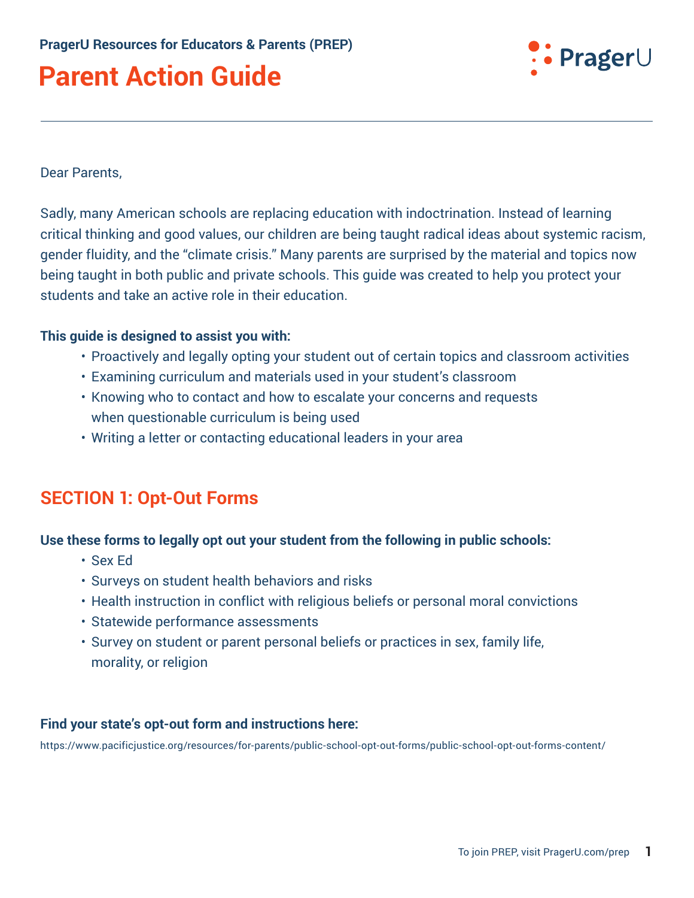PragerU Resources for Educators & Parents (PREP)

# Parent Action Guide

Dear Parents,

Sadly, many American schools are replacing education with indoctrination. Instead of learning critical thinking and good values, our children are being taught radical ideas about systemic racism, gender fluidity, and the "climate crisis." Many parents are surprised by the material and topics now being taught in both public and private schools. This guide was created to help you protect your students and take an active role in their education.

**This guide is designed to assist you with:**

- Proactively and legally opting your student out of certain topics and classroom activities
- Examining curriculum and materials used in your student's classroom
- Knowing who to contact and how to escalate your concerns and requests when questionable curriculum is being used
- Writing a letter or contacting educational leaders in your area

## SECTION 1: Opt-Out Forms

**Use these forms to legally opt out your student from the following in public schools:**

- Sex Ed
- Surveys on student health behaviors and risks
- Health instruction in conflict with religious beliefs or personal moral convictions
- Statewide performance assessments
- Survey on student or parent personal beliefs or practices in sex, family life, morality, or religion

**Find your state's opt-out form and instructions here:**

https://www.pacificjustice.org/resources/for-parents/public-school-opt-out-forms/public-school-opt-out-forms-content/

To join PREP, visit PragerU.com/prep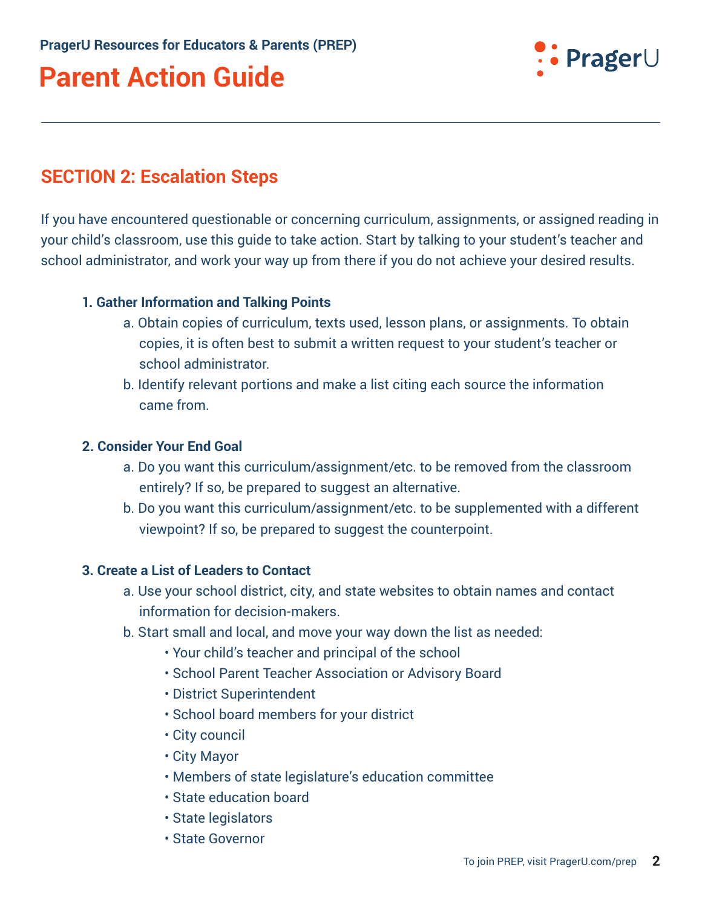PragerU Resources for Educators & Parents (PREP)

# Parent Action Guide

## SECTION 2: Escalation Steps

If you have encountered questionable or concerning curriculum, assignments, or assigned reading in your child's classroom, use this guide to take action. Start by talking to your student's teacher and school administrator, and work your way up from there if you do not achieve your desired results.

1. **Gather Information and Talking Points**
   a. Obtain copies of curriculum, texts used, lesson plans, or assignments. To obtain copies, it is often best to submit a written request to your student's teacher or school administrator.
   b. Identify relevant portions and make a list citing each source the information came from.

2. **Consider Your End Goal**
   a. Do you want this curriculum/assignment/etc. to be removed from the classroom entirely? If so, be prepared to suggest an alternative.
   b. Do you want this curriculum/assignment/etc. to be supplemented with a different viewpoint? If so, be prepared to suggest the counterpoint.

3. **Create a List of Leaders to Contact**
   a. Use your school district, city, and state websites to obtain names and contact information for decision-makers.
   b. Start small and local, and move your way down the list as needed:
      - Your child's teacher and principal of the school
      - School Parent Teacher Association or Advisory Board
      - District Superintendent
      - School board members for your district
      - City council
      - City Mayor
      - Members of state legislature's education committee
      - State education board
      - State legislators
      - State Governor

To join PREP, visit PragerU.com/prep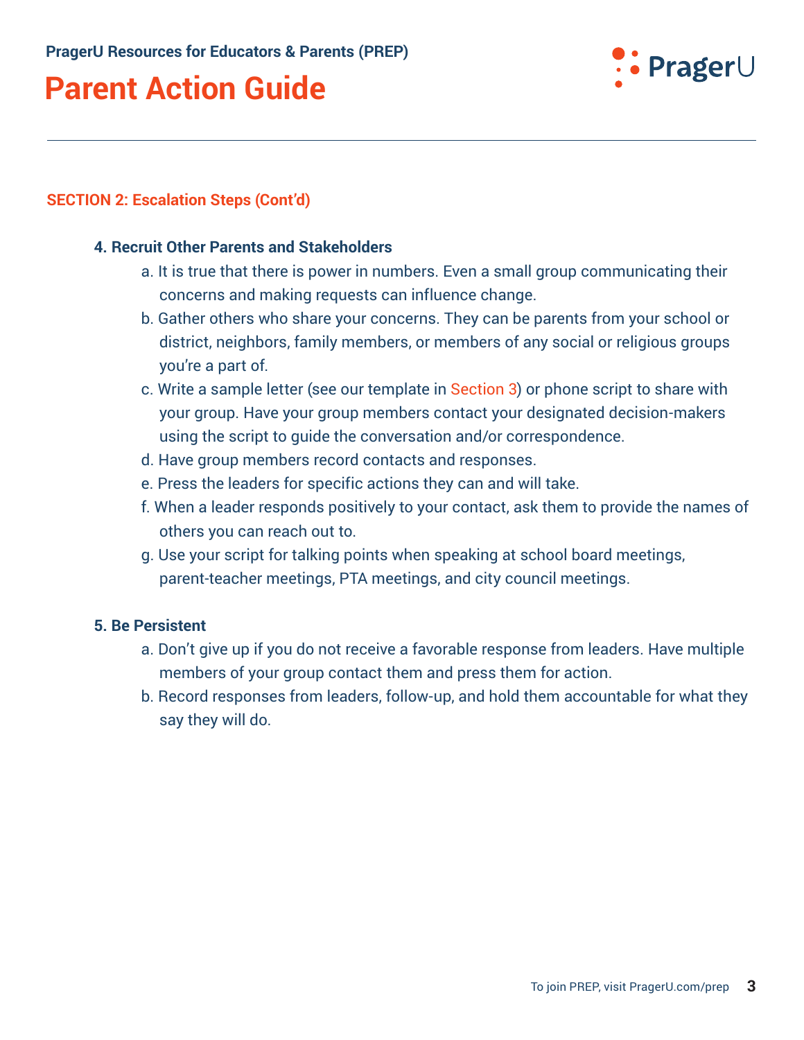## SECTION 2: Escalation Steps (Cont'd)

**4. Recruit Other Parents and Stakeholders**

a. It is true that there is power in numbers. Even a small group communicating their concerns and making requests can influence change.

b. Gather others who share your concerns. They can be parents from your school or district, neighbors, family members, or members of any social or religious groups you're a part of.

c. Write a sample letter (see our template in Section 3) or phone script to share with your group. Have your group members contact your designated decision-makers using the script to guide the conversation and/or correspondence.

d. Have group members record contacts and responses.

e. Press the leaders for specific actions they can and will take.

f. When a leader responds positively to your contact, ask them to provide the names of others you can reach out to.

g. Use your script for talking points when speaking at school board meetings, parent-teacher meetings, PTA meetings, and city council meetings.

**5. Be Persistent**

a. Don't give up if you do not receive a favorable response from leaders. Have multiple members of your group contact them and press them for action.

b. Record responses from leaders, follow-up, and hold them accountable for what they say they will do.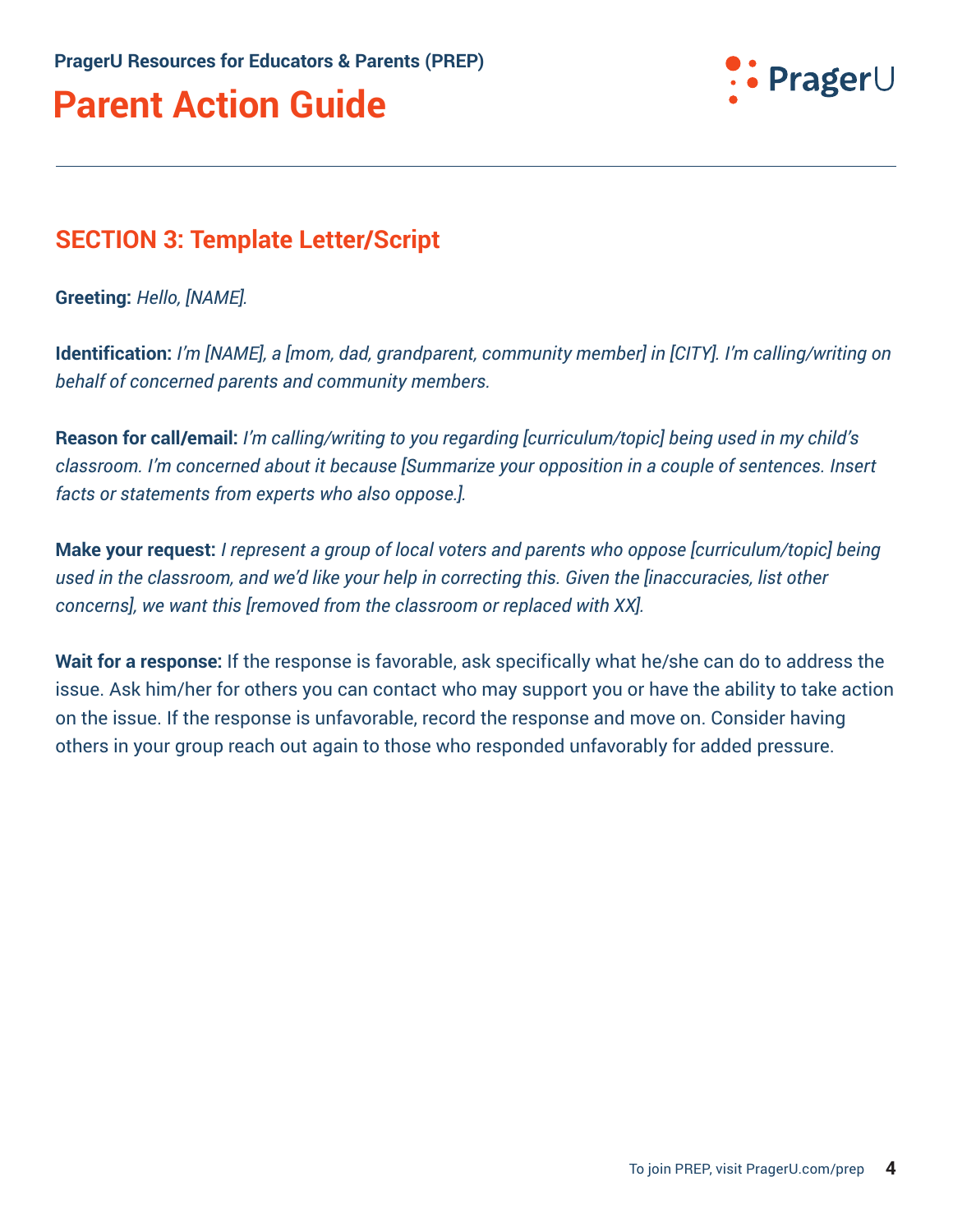PragerU Resources for Educators & Parents (PREP)

# Parent Action Guide

## SECTION 3: Template Letter/Script

**Greeting:** *Hello, [NAME].*

**Identification:** *I'm [NAME], a [mom, dad, grandparent, community member] in [CITY]. I'm calling/writing on behalf of concerned parents and community members.*

**Reason for call/email:** *I'm calling/writing to you regarding [curriculum/topic] being used in my child's classroom. I'm concerned about it because [Summarize your opposition in a couple of sentences. Insert facts or statements from experts who also oppose.].*

**Make your request:** *I represent a group of local voters and parents who oppose [curriculum/topic] being used in the classroom, and we'd like your help in correcting this. Given the [inaccuracies, list other concerns], we want this [removed from the classroom or replaced with XX].*

**Wait for a response:** If the response is favorable, ask specifically what he/she can do to address the issue. Ask him/her for others you can contact who may support you or have the ability to take action on the issue. If the response is unfavorable, record the response and move on. Consider having others in your group reach out again to those who responded unfavorably for added pressure.

To join PREP, visit PragerU.com/prep